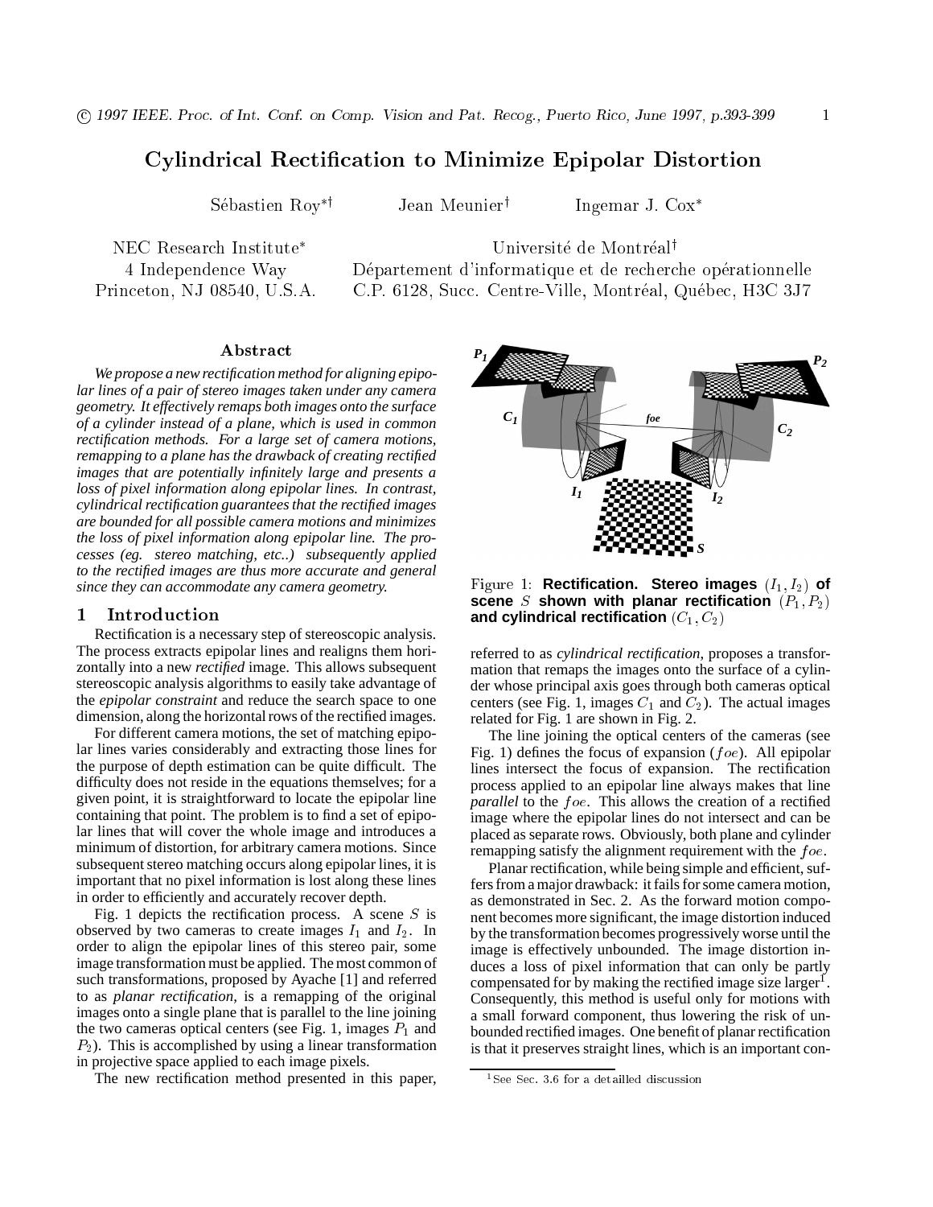# Cylindrical Rectification to Minimize Epipolar Distortion

Sébastien Roy*† Jean Meunier† Ingemar J. Cox*

NEC Research Institute*
4 Independence Way
Princeton, NJ 08540, U.S.A.

Université de Montréal†
Département d'informatique et de recherche opérationnelle
C.P. 6128, Succ. Centre-Ville, Montréal, Québec, H3C 3J7

## Abstract

*We propose a new rectification method for aligning epipolar lines of a pair of stereo images taken under any camera geometry. It effectively remaps both images onto the surface of a cylinder instead of a plane, which is used in common rectification methods. For a large set of camera motions, remapping to a plane has the drawback of creating rectified images that are potentially infinitely large and presents a loss of pixel information along epipolar lines. In contrast, cylindrical rectification guarantees that the rectified images are bounded for all possible camera motions and minimizes the loss of pixel information along epipolar line. The processes (eg. stereo matching, etc..) subsequently applied to the rectified images are thus more accurate and general since they can accommodate any camera geometry.*

## 1 Introduction

Rectification is a necessary step of stereoscopic analysis. The process extracts epipolar lines and realigns them horizontally into a new *rectified* image. This allows subsequent stereoscopic analysis algorithms to easily take advantage of the *epipolar constraint* and reduce the search space to one dimension, along the horizontal rows of the rectified images.

For different camera motions, the set of matching epipolar lines varies considerably and extracting those lines for the purpose of depth estimation can be quite difficult. The difficulty does not reside in the equations themselves; for a given point, it is straightforward to locate the epipolar line containing that point. The problem is to find a set of epipolar lines that will cover the whole image and introduces a minimum of distortion, for arbitrary camera motions. Since subsequent stereo matching occurs along epipolar lines, it is important that no pixel information is lost along these lines in order to efficiently and accurately recover depth.

Fig. 1 depicts the rectification process. A scene $S$ is observed by two cameras to create images $I_1$ and $I_2$. In order to align the epipolar lines of this stereo pair, some image transformation must be applied. The most common of such transformations, proposed by Ayache [1] and referred to as *planar rectification*, is a remapping of the original images onto a single plane that is parallel to the line joining the two cameras optical centers (see Fig. 1, images $P_1$ and $P_2$). This is accomplished by using a linear transformation in projective space applied to each image pixels.

The new rectification method presented in this paper, referred to as *cylindrical rectification*, proposes a transformation that remaps the images onto the surface of a cylinder whose principal axis goes through both cameras optical centers (see Fig. 1, images $C_1$ and $C_2$). The actual images related for Fig. 1 are shown in Fig. 2.

P1
P2
C1
C2
foe
I1
I2
S

Figure 1: **Rectification. Stereo images $(I_1, I_2)$ of scene $S$ shown with planar rectification $(P_1, P_2)$ and cylindrical rectification $(C_1, C_2)$**

The line joining the optical centers of the cameras (see Fig. 1) defines the focus of expansion ($foe$). All epipolar lines intersect the focus of expansion. The rectification process applied to an epipolar line always makes that line *parallel* to the $foe$. This allows the creation of a rectified image where the epipolar lines do not intersect and can be placed as separate rows. Obviously, both plane and cylinder remapping satisfy the alignment requirement with the $foe$.

Planar rectification, while being simple and efficient, suffers from a major drawback: it fails for some camera motion, as demonstrated in Sec. 2. As the forward motion component becomes more significant, the image distortion induced by the transformation becomes progressively worse until the image is effectively unbounded. The image distortion induces a loss of pixel information that can only be partly compensated for by making the rectified image size larger[1]. Consequently, this method is useful only for motions with a small forward component, thus lowering the risk of unbounded rectified images. One benefit of planar rectification is that it preserves straight lines, which is an important con-

[1] See Sec. 3.6 for a detailled discussion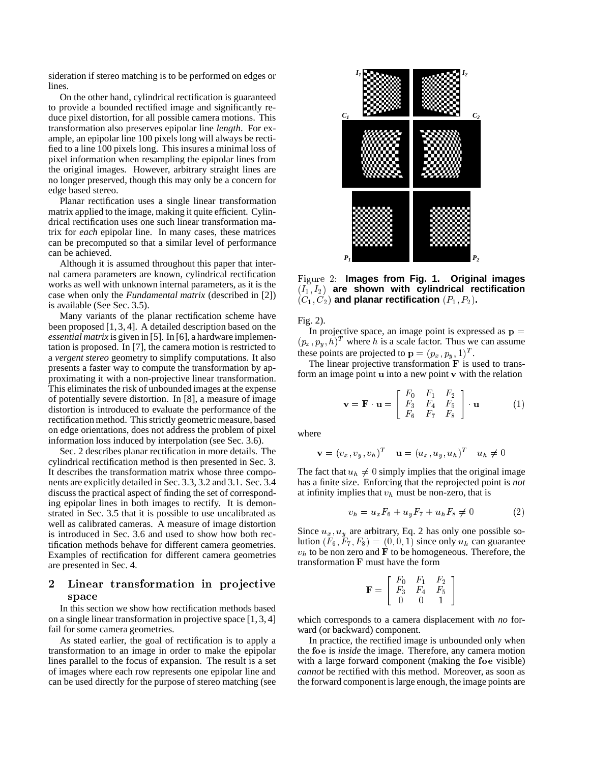sideration if stereo matching is to be performed on edges or lines.

On the other hand, cylindrical rectification is guaranteed to provide a bounded rectified image and significantly reduce pixel distortion, for all possible camera motions. This transformation also preserves epipolar line *length*. For example, an epipolar line 100 pixels long will always be rectified to a line 100 pixels long. This insures a minimal loss of pixel information when resampling the epipolar lines from the original images. However, arbitrary straight lines are no longer preserved, though this may only be a concern for edge based stereo.

Planar rectification uses a single linear transformation matrix applied to the image, making it quite efficient. Cylindrical rectification uses one such linear transformation matrix for *each* epipolar line. In many cases, these matrices can be precomputed so that a similar level of performance can be achieved.

Although it is assumed throughout this paper that internal camera parameters are known, cylindrical rectification works as well with unknown internal parameters, as it is the case when only the *Fundamental matrix* (described in [2]) is available (See Sec. 3.5).

Many variants of the planar rectification scheme have been proposed [1, 3, 4]. A detailed description based on the *essential matrix* is given in [5]. In [6], a hardware implementation is proposed. In [7], the camera motion is restricted to a *vergent stereo* geometry to simplify computations. It also presents a faster way to compute the transformation by approximating it with a non-projective linear transformation. This eliminates the risk of unbounded images at the expense of potentially severe distortion. In [8], a measure of image distortion is introduced to evaluate the performance of the rectification method. This strictly geometric measure, based on edge orientations, does not address the problem of pixel information loss induced by interpolation (see Sec. 3.6).

Sec. 2 describes planar rectification in more details. The cylindrical rectification method is then presented in Sec. 3. It describes the transformation matrix whose three components are explicitly detailed in Sec. 3.3, 3.2 and 3.1. Sec. 3.4 discuss the practical aspect of finding the set of corresponding epipolar lines in both images to rectify. It is demonstrated in Sec. 3.5 that it is possible to use uncalibrated as well as calibrated cameras. A measure of image distortion is introduced in Sec. 3.6 and used to show how both rectification methods behave for different camera geometries. Examples of rectification for different camera geometries are presented in Sec. 4.

## 2 Linear transformation in projective space

In this section we show how rectification methods based on a single linear transformation in projective space [1, 3, 4] fail for some camera geometries.

As stated earlier, the goal of rectification is to apply a transformation to an image in order to make the epipolar lines parallel to the focus of expansion. The result is a set of images where each row represents one epipolar line and can be used directly for the purpose of stereo matching (see Fig. 2).

I1 I2 C1 C2 P1 P2

Figure 2: **Images from Fig. 1. Original images $(I_1, I_2)$ are shown with cylindrical rectification $(C_1, C_2)$ and planar rectification $(P_1, P_2)$.**

In projective space, an image point is expressed as $\mathbf{p} = (p_x, p_y, h)^T$ where $h$ is a scale factor. Thus we can assume these points are projected to $\mathbf{p} = (p_x, p_y, 1)^T$.

The linear projective transformation $\mathbf{F}$ is used to transform an image point $\mathbf{u}$ into a new point $\mathbf{v}$ with the relation

$$\mathbf{v} = \mathbf{F} \cdot \mathbf{u} = \begin{bmatrix} F_0 & F_1 & F_2 \\ F_3 & F_4 & F_5 \\ F_6 & F_7 & F_8 \end{bmatrix} \cdot \mathbf{u} \tag{1}$$

where

$$\mathbf{v} = (v_x, v_y, v_h)^T \quad \mathbf{u} = (u_x, u_y, u_h)^T \quad u_h \neq 0$$

The fact that $u_h \neq 0$ simply implies that the original image has a finite size. Enforcing that the reprojected point is *not* at infinity implies that $v_h$ must be non-zero, that is

$$v_h = u_x F_6 + u_y F_7 + u_h F_8 \neq 0 \tag{2}$$

Since $u_x, u_y$ are arbitrary, Eq. 2 has only one possible solution $(F_6, F_7, F_8) = (0, 0, 1)$ since only $u_h$ can guarantee $v_h$ to be non zero and $\mathbf{F}$ to be homogeneous. Therefore, the transformation $\mathbf{F}$ must have the form

$$\mathbf{F} = \begin{bmatrix} F_0 & F_1 & F_2 \\ F_3 & F_4 & F_5 \\ 0 & 0 & 1 \end{bmatrix}$$

which corresponds to a camera displacement with *no* forward (or backward) component.

In practice, the rectified image is unbounded only when the $\mathbf{foe}$ is *inside* the image. Therefore, any camera motion with a large forward component (making the $\mathbf{foe}$ visible) *cannot* be rectified with this method. Moreover, as soon as the forward component is large enough, the image points are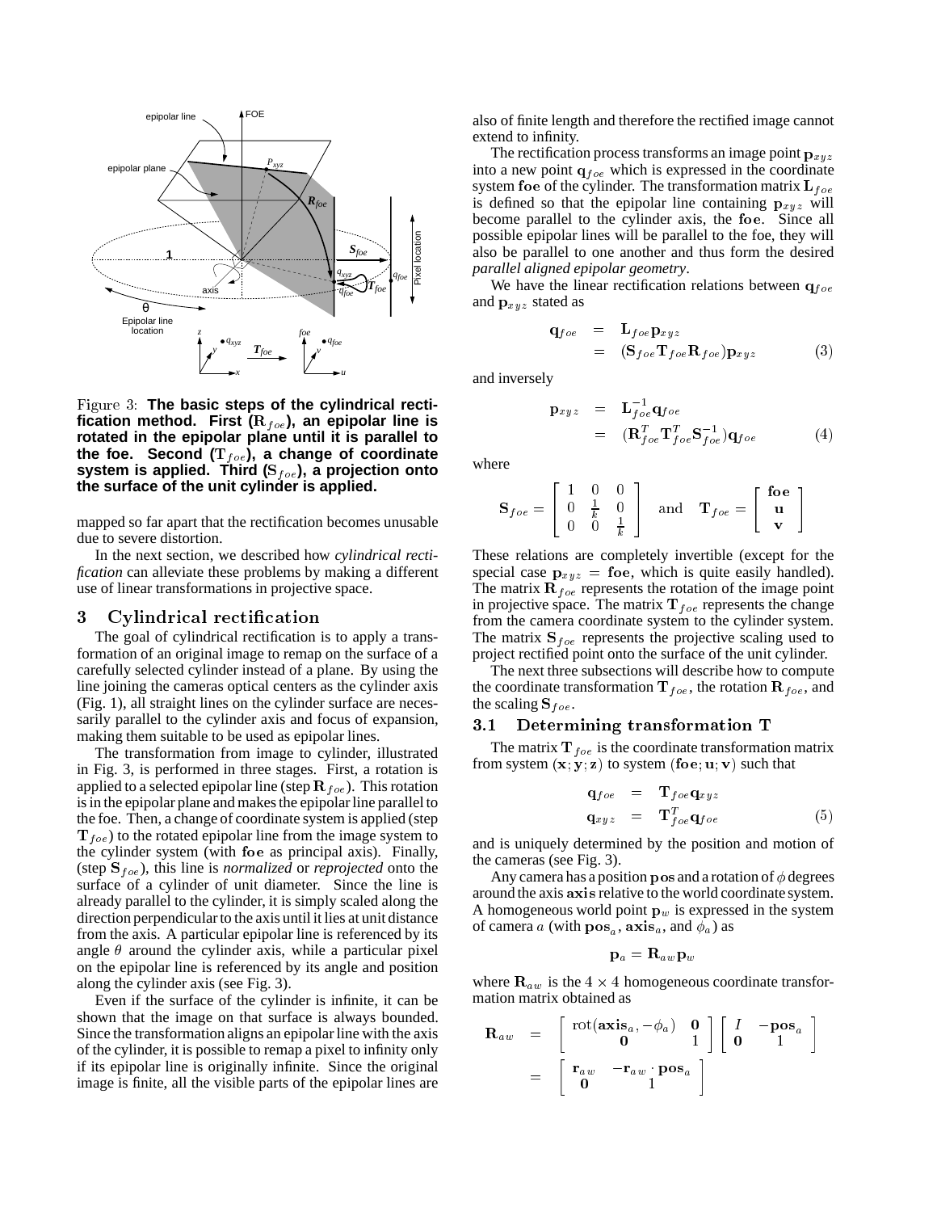epipolar line

FOE

epipolar plane

$P_{xyz}$

$R_{foe}$

1

$S_{foe}$

$q_{xyz}$

$q_{foe}$

$T_{foe}$

$q_{foe}$

Pixel location

axis

θ

Epipolar line location

z

$q_{xyz}$

y

$T_{foe}$

x

foe

$q_{foe}$

v

u

Figure 3: **The basic steps of the cylindrical rectification method. First ($\mathbf{R}_{foe}$), an epipolar line is rotated in the epipolar plane until it is parallel to the foe. Second ($\mathbf{T}_{foe}$), a change of coordinate system is applied. Third ($\mathbf{S}_{foe}$), a projection onto the surface of the unit cylinder is applied.**

mapped so far apart that the rectification becomes unusable due to severe distortion.

In the next section, we described how *cylindrical rectification* can alleviate these problems by making a different use of linear transformations in projective space.

## 3 Cylindrical rectification

The goal of cylindrical rectification is to apply a transformation of an original image to remap on the surface of a carefully selected cylinder instead of a plane. By using the line joining the cameras optical centers as the cylinder axis (Fig. 1), all straight lines on the cylinder surface are necessarily parallel to the cylinder axis and focus of expansion, making them suitable to be used as epipolar lines.

The transformation from image to cylinder, illustrated in Fig. 3, is performed in three stages. First, a rotation is applied to a selected epipolar line (step $\mathbf{R}_{foe}$). This rotation is in the epipolar plane and makes the epipolar line parallel to the foe. Then, a change of coordinate system is applied (step $\mathbf{T}_{foe}$) to the rotated epipolar line from the image system to the cylinder system (with $\mathbf{foe}$ as principal axis). Finally, (step $\mathbf{S}_{foe}$), this line is *normalized* or *reprojected* onto the surface of a cylinder of unit diameter. Since the line is already parallel to the cylinder, it is simply scaled along the direction perpendicular to the axis until it lies at unit distance from the axis. A particular epipolar line is referenced by its angle $\theta$ around the cylinder axis, while a particular pixel on the epipolar line is referenced by its angle and position along the cylinder axis (see Fig. 3).

Even if the surface of the cylinder is infinite, it can be shown that the image on that surface is always bounded. Since the transformation aligns an epipolar line with the axis of the cylinder, it is possible to remap a pixel to infinity only if its epipolar line is originally infinite. Since the original image is finite, all the visible parts of the epipolar lines are also of finite length and therefore the rectified image cannot extend to infinity.

The rectification process transforms an image point $\mathbf{p}_{xyz}$ into a new point $\mathbf{q}_{foe}$ which is expressed in the coordinate system $\mathbf{foe}$ of the cylinder. The transformation matrix $\mathbf{L}_{foe}$ is defined so that the epipolar line containing $\mathbf{p}_{xyz}$ will become parallel to the cylinder axis, the $\mathbf{foe}$. Since all possible epipolar lines will be parallel to the foe, they will also be parallel to one another and thus form the desired *parallel aligned epipolar geometry*.

We have the linear rectification relations between $\mathbf{q}_{foe}$ and $\mathbf{p}_{xyz}$ stated as

$$
\begin{aligned}
\mathbf{q}_{foe} &= \mathbf{L}_{foe}\mathbf{p}_{xyz} \\
&= (\mathbf{S}_{foe}\mathbf{T}_{foe}\mathbf{R}_{foe})\mathbf{p}_{xyz}
\end{aligned}
\tag{3}
$$

and inversely

$$
\begin{aligned}
\mathbf{p}_{xyz} &= \mathbf{L}_{foe}^{-1}\mathbf{q}_{foe} \\
&= (\mathbf{R}_{foe}^{T}\mathbf{T}_{foe}^{T}\mathbf{S}_{foe}^{-1})\mathbf{q}_{foe}
\end{aligned}
\tag{4}
$$

where

$$
\mathbf{S}_{foe} = \begin{bmatrix} 1 & 0 & 0 \\ 0 & \frac{1}{k} & 0 \\ 0 & 0 & \frac{1}{k} \end{bmatrix} \quad \text{and} \quad \mathbf{T}_{foe} = \begin{bmatrix} \mathbf{foe} \\ \mathbf{u} \\ \mathbf{v} \end{bmatrix}
$$

These relations are completely invertible (except for the special case $\mathbf{p}_{xyz} = \mathbf{foe}$, which is quite easily handled). The matrix $\mathbf{R}_{foe}$ represents the rotation of the image point in projective space. The matrix $\mathbf{T}_{foe}$ represents the change from the camera coordinate system to the cylinder system. The matrix $\mathbf{S}_{foe}$ represents the projective scaling used to project rectified point onto the surface of the unit cylinder.

The next three subsections will describe how to compute the coordinate transformation $\mathbf{T}_{foe}$, the rotation $\mathbf{R}_{foe}$, and the scaling $\mathbf{S}_{foe}$.

### 3.1 Determining transformation T

The matrix $\mathbf{T}_{foe}$ is the coordinate transformation matrix from system $(\mathbf{x};\mathbf{y};\mathbf{z})$ to system $(\mathbf{foe};\mathbf{u};\mathbf{v})$ such that

$$
\begin{aligned}
\mathbf{q}_{foe} &= \mathbf{T}_{foe}\mathbf{q}_{xyz} \\
\mathbf{q}_{xyz} &= \mathbf{T}_{foe}^{T}\mathbf{q}_{foe}
\end{aligned}
\tag{5}
$$

and is uniquely determined by the position and motion of the cameras (see Fig. 3).

Any camera has a position $\mathbf{pos}$ and a rotation of $\phi$ degrees around the axis $\mathbf{axis}$ relative to the world coordinate system. A homogeneous world point $\mathbf{p}_w$ is expressed in the system of camera $a$ (with $\mathbf{pos}_a$, $\mathbf{axis}_a$, and $\phi_a$) as

$$
\mathbf{p}_a = \mathbf{R}_{aw}\mathbf{p}_w
$$

where $\mathbf{R}_{aw}$ is the $4 \times 4$ homogeneous coordinate transformation matrix obtained as

$$
\begin{aligned}
\mathbf{R}_{aw} &= \begin{bmatrix} \mathrm{rot}(\mathbf{axis}_a, -\phi_a) & \mathbf{0} \\ \mathbf{0} & 1 \end{bmatrix} \begin{bmatrix} I & -\mathbf{pos}_a \\ \mathbf{0} & 1 \end{bmatrix} \\
&= \begin{bmatrix} \mathbf{r}_{aw} & -\mathbf{r}_{aw} \cdot \mathbf{pos}_a \\ \mathbf{0} & 1 \end{bmatrix}
\end{aligned}
$$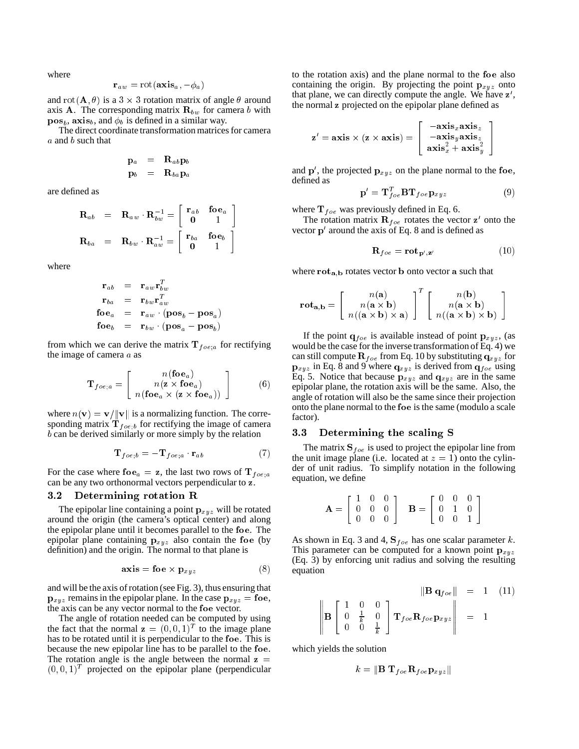where

$$\mathbf{r}_{aw} = \mathrm{rot}(\mathbf{axis}_a, -\phi_a)$$

and $\mathrm{rot}(\mathbf{A}, \theta)$ is a $3 \times 3$ rotation matrix of angle $\theta$ around axis $\mathbf{A}$. The corresponding matrix $\mathbf{R}_{bw}$ for camera $b$ with $\mathbf{pos}_b$, $\mathbf{axis}_b$, and $\phi_b$ is defined in a similar way.

The direct coordinate transformation matrices for camera $a$ and $b$ such that

$$\begin{aligned}\mathbf{p}_a &= \mathbf{R}_{ab}\mathbf{p}_b \\ \mathbf{p}_b &= \mathbf{R}_{ba}\mathbf{p}_a\end{aligned}$$

are defined as

$$\begin{aligned}\mathbf{R}_{ab} &= \mathbf{R}_{aw} \cdot \mathbf{R}_{bw}^{-1} = \begin{bmatrix} \mathbf{r}_{ab} & \mathbf{foe}_a \\ \mathbf{0} & 1 \end{bmatrix} \\ \mathbf{R}_{ba} &= \mathbf{R}_{bw} \cdot \mathbf{R}_{aw}^{-1} = \begin{bmatrix} \mathbf{r}_{ba} & \mathbf{foe}_b \\ \mathbf{0} & 1 \end{bmatrix}\end{aligned}$$

where

$$\begin{aligned}\mathbf{r}_{ab} &= \mathbf{r}_{aw}\mathbf{r}_{bw}^T \\ \mathbf{r}_{ba} &= \mathbf{r}_{bw}\mathbf{r}_{aw}^T \\ \mathbf{foe}_a &= \mathbf{r}_{aw} \cdot (\mathbf{pos}_b - \mathbf{pos}_a) \\ \mathbf{foe}_b &= \mathbf{r}_{bw} \cdot (\mathbf{pos}_a - \mathbf{pos}_b)\end{aligned}$$

from which we can derive the matrix $\mathbf{T}_{foe;a}$ for rectifying the image of camera $a$ as

$$\mathbf{T}_{foe;a} = \begin{bmatrix} n(\mathbf{foe}_a) \\ n(\mathbf{z} \times \mathbf{foe}_a) \\ n(\mathbf{foe}_a \times (\mathbf{z} \times \mathbf{foe}_a)) \end{bmatrix} \tag{6}$$

where $n(\mathbf{v}) = \mathbf{v}/\|\mathbf{v}\|$ is a normalizing function. The corresponding matrix $\mathbf{T}_{foe;b}$ for rectifying the image of camera $b$ can be derived similarly or more simply by the relation

$$\mathbf{T}_{foe;b} = -\mathbf{T}_{foe;a} \cdot \mathbf{r}_{ab} \tag{7}$$

For the case where $\mathbf{foe}_a = \mathbf{z}$, the last two rows of $\mathbf{T}_{foe;a}$ can be any two orthonormal vectors perpendicular to $\mathbf{z}$.

### 3.2 Determining rotation R

The epipolar line containing a point $\mathbf{p}_{xyz}$ will be rotated around the origin (the camera's optical center) and along the epipolar plane until it becomes parallel to the $\mathbf{foe}$. The epipolar plane containing $\mathbf{p}_{xyz}$ also contain the $\mathbf{foe}$ (by definition) and the origin. The normal to that plane is

$$\mathbf{axis} = \mathbf{foe} \times \mathbf{p}_{xyz} \tag{8}$$

and will be the axis of rotation (see Fig. 3), thus ensuring that $\mathbf{p}_{xyz}$ remains in the epipolar plane. In the case $\mathbf{p}_{xyz} = \mathbf{foe}$, the axis can be any vector normal to the $\mathbf{foe}$ vector.

The angle of rotation needed can be computed by using the fact that the normal $\mathbf{z} = (0,0,1)^T$ to the image plane has to be rotated until it is perpendicular to the $\mathbf{foe}$. This is because the new epipolar line has to be parallel to the $\mathbf{foe}$. The rotation angle is the angle between the normal $\mathbf{z} = (0,0,1)^T$ projected on the epipolar plane (perpendicular to the rotation axis) and the plane normal to the $\mathbf{foe}$ also containing the origin. By projecting the point $\mathbf{p}_{xyz}$ onto that plane, we can directly compute the angle. We have $\mathbf{z}'$, the normal $\mathbf{z}$ projected on the epipolar plane defined as

$$\mathbf{z}' = \mathbf{axis} \times (\mathbf{z} \times \mathbf{axis}) = \begin{bmatrix} -\mathbf{axis}_x\mathbf{axis}_z \\ -\mathbf{axis}_y\mathbf{axis}_z \\ \mathbf{axis}_x^2 + \mathbf{axis}_y^2 \end{bmatrix}$$

and $\mathbf{p}'$, the projected $\mathbf{p}_{xyz}$ on the plane normal to the $\mathbf{foe}$, defined as

$$\mathbf{p}' = \mathbf{T}_{foe}^T \mathbf{B} \mathbf{T}_{foe} \mathbf{p}_{xyz} \tag{9}$$

where $\mathbf{T}_{foe}$ was previously defined in Eq. 6.

The rotation matrix $\mathbf{R}_{foe}$ rotates the vector $\mathbf{z}'$ onto the vector $\mathbf{p}'$ around the axis of Eq. 8 and is defined as

$$\mathbf{R}_{foe} = \mathbf{rot}_{\mathbf{p}',\mathbf{z}'} \tag{10}$$

where $\mathbf{rot}_{\mathbf{a},\mathbf{b}}$ rotates vector $\mathbf{b}$ onto vector $\mathbf{a}$ such that

$$\mathbf{rot}_{\mathbf{a},\mathbf{b}} = \begin{bmatrix} n(\mathbf{a}) \\ n(\mathbf{a} \times \mathbf{b}) \\ n((\mathbf{a} \times \mathbf{b}) \times \mathbf{a}) \end{bmatrix}^T \begin{bmatrix} n(\mathbf{b}) \\ n(\mathbf{a} \times \mathbf{b}) \\ n((\mathbf{a} \times \mathbf{b}) \times \mathbf{b}) \end{bmatrix}$$

If the point $\mathbf{q}_{foe}$ is available instead of point $\mathbf{p}_{xyz}$, (as would be the case for the inverse transformation of Eq. 4) we can still compute $\mathbf{R}_{foe}$ from Eq. 10 by substituting $\mathbf{q}_{xyz}$ for $\mathbf{p}_{xyz}$ in Eq. 8 and 9 where $\mathbf{q}_{xyz}$ is derived from $\mathbf{q}_{foe}$ using Eq. 5. Notice that because $\mathbf{p}_{xyz}$ and $\mathbf{q}_{xyz}$ are in the same epipolar plane, the rotation axis will be the same. Also, the angle of rotation will also be the same since their projection onto the plane normal to the $\mathbf{foe}$ is the same (modulo a scale factor).

### 3.3 Determining the scaling S

The matrix $\mathbf{S}_{foe}$ is used to project the epipolar line from the unit image plane (i.e. located at $z = 1$) onto the cylinder of unit radius. To simplify notation in the following equation, we define

$$\mathbf{A} = \begin{bmatrix} 1 & 0 & 0 \\ 0 & 0 & 0 \\ 0 & 0 & 0 \end{bmatrix} \quad \mathbf{B} = \begin{bmatrix} 0 & 0 & 0 \\ 0 & 1 & 0 \\ 0 & 0 & 1 \end{bmatrix}$$

As shown in Eq. 3 and 4, $\mathbf{S}_{foe}$ has one scalar parameter $k$. This parameter can be computed for a known point $\mathbf{p}_{xyz}$ (Eq. 3) by enforcing unit radius and solving the resulting equation

$$\begin{aligned}\|\mathbf{B}\,\mathbf{q}_{foe}\| &= 1 \qquad (11) \\ \left\| \mathbf{B} \begin{bmatrix} 1 & 0 & 0 \\ 0 & \frac{1}{k} & 0 \\ 0 & 0 & \frac{1}{k} \end{bmatrix} \mathbf{T}_{foe}\mathbf{R}_{foe}\mathbf{p}_{xyz} \right\| &= 1\end{aligned}$$

which yields the solution

$$k = \|\mathbf{B}\,\mathbf{T}_{foe}\mathbf{R}_{foe}\mathbf{p}_{xyz}\|$$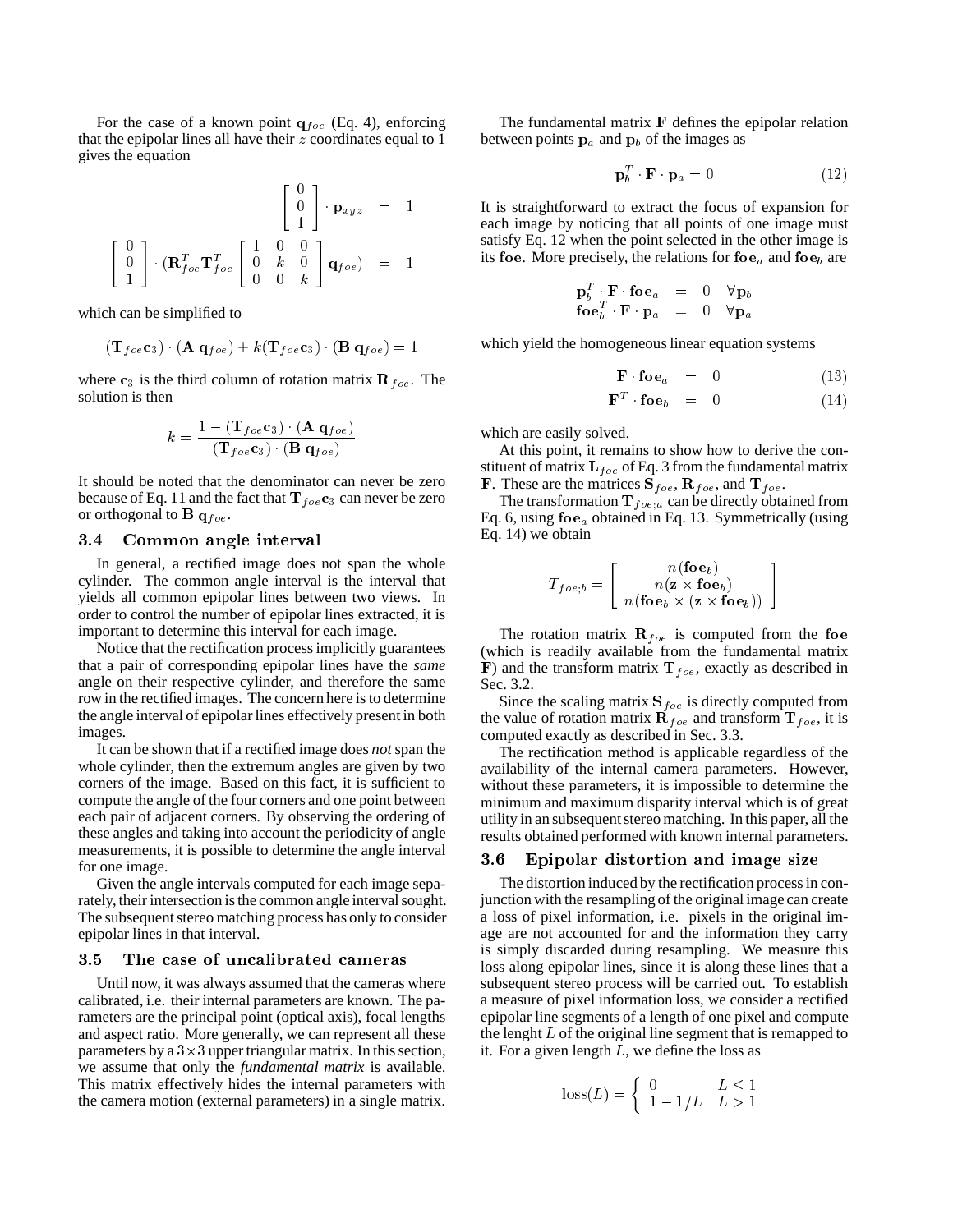For the case of a known point $\mathbf{q}_{foe}$ (Eq. 4), enforcing that the epipolar lines all have their $z$ coordinates equal to 1 gives the equation

$$
\begin{aligned}
\begin{bmatrix} 0 \\ 0 \\ 1 \end{bmatrix} \cdot \mathbf{p}_{xyz} &= 1 \\
\begin{bmatrix} 0 \\ 0 \\ 1 \end{bmatrix} \cdot (\mathbf{R}_{foe}^T \mathbf{T}_{foe}^T \begin{bmatrix} 1 & 0 & 0 \\ 0 & k & 0 \\ 0 & 0 & k \end{bmatrix} \mathbf{q}_{foe}) &= 1
\end{aligned}
$$

which can be simplified to

$$
(\mathbf{T}_{foe}\mathbf{c}_3) \cdot (\mathbf{A}\ \mathbf{q}_{foe}) + k(\mathbf{T}_{foe}\mathbf{c}_3) \cdot (\mathbf{B}\ \mathbf{q}_{foe}) = 1
$$

where $\mathbf{c}_3$ is the third column of rotation matrix $\mathbf{R}_{foe}$. The solution is then

$$
k = \frac{1 - (\mathbf{T}_{foe}\mathbf{c}_3) \cdot (\mathbf{A}\ \mathbf{q}_{foe})}{(\mathbf{T}_{foe}\mathbf{c}_3) \cdot (\mathbf{B}\ \mathbf{q}_{foe})}
$$

It should be noted that the denominator can never be zero because of Eq. 11 and the fact that $\mathbf{T}_{foe}\mathbf{c}_3$ can never be zero or orthogonal to $\mathbf{B}\ \mathbf{q}_{foe}$.

### 3.4 Common angle interval

In general, a rectified image does not span the whole cylinder. The common angle interval is the interval that yields all common epipolar lines between two views. In order to control the number of epipolar lines extracted, it is important to determine this interval for each image.

Notice that the rectification process implicitly guarantees that a pair of corresponding epipolar lines have the *same* angle on their respective cylinder, and therefore the same row in the rectified images. The concern here is to determine the angle interval of epipolar lines effectively present in both images.

It can be shown that if a rectified image does *not* span the whole cylinder, then the extremum angles are given by two corners of the image. Based on this fact, it is sufficient to compute the angle of the four corners and one point between each pair of adjacent corners. By observing the ordering of these angles and taking into account the periodicity of angle measurements, it is possible to determine the angle interval for one image.

Given the angle intervals computed for each image separately, their intersection is the common angle interval sought. The subsequent stereo matching process has only to consider epipolar lines in that interval.

### 3.5 The case of uncalibrated cameras

Until now, it was always assumed that the cameras where calibrated, i.e. their internal parameters are known. The parameters are the principal point (optical axis), focal lengths and aspect ratio. More generally, we can represent all these parameters by a $3 \times 3$ upper triangular matrix. In this section, we assume that only the *fundamental matrix* is available. This matrix effectively hides the internal parameters with the camera motion (external parameters) in a single matrix.

The fundamental matrix $\mathbf{F}$ defines the epipolar relation between points $\mathbf{p}_a$ and $\mathbf{p}_b$ of the images as

$$
\mathbf{p}_b^T \cdot \mathbf{F} \cdot \mathbf{p}_a = 0 \tag{12}
$$

It is straightforward to extract the focus of expansion for each image by noticing that all points of one image must satisfy Eq. 12 when the point selected in the other image is its $\mathbf{foe}$. More precisely, the relations for $\mathbf{foe}_a$ and $\mathbf{foe}_b$ are

$$
\begin{aligned}
\mathbf{p}_b^T \cdot \mathbf{F} \cdot \mathbf{foe}_a &= 0 \quad \forall \mathbf{p}_b \\
\mathbf{foe}_b^T \cdot \mathbf{F} \cdot \mathbf{p}_a &= 0 \quad \forall \mathbf{p}_a
\end{aligned}
$$

which yield the homogeneous linear equation systems

$$
\mathbf{F} \cdot \mathbf{foe}_a = 0 \tag{13}
$$

$$
\mathbf{F}^T \cdot \mathbf{foe}_b = 0 \tag{14}
$$

which are easily solved.

At this point, it remains to show how to derive the constituent of matrix $\mathbf{L}_{foe}$ of Eq. 3 from the fundamental matrix $\mathbf{F}$. These are the matrices $\mathbf{S}_{foe}$, $\mathbf{R}_{foe}$, and $\mathbf{T}_{foe}$.

The transformation $\mathbf{T}_{foe;a}$ can be directly obtained from Eq. 6, using $\mathbf{foe}_a$ obtained in Eq. 13. Symmetrically (using Eq. 14) we obtain

$$
T_{foe;b} = \begin{bmatrix} n(\mathbf{foe}_b) \\ n(\mathbf{z} \times \mathbf{foe}_b) \\ n(\mathbf{foe}_b \times (\mathbf{z} \times \mathbf{foe}_b)) \end{bmatrix}
$$

The rotation matrix $\mathbf{R}_{foe}$ is computed from the $\mathbf{foe}$ (which is readily available from the fundamental matrix $\mathbf{F}$) and the transform matrix $\mathbf{T}_{foe}$, exactly as described in Sec. 3.2.

Since the scaling matrix $\mathbf{S}_{foe}$ is directly computed from the value of rotation matrix $\mathbf{R}_{foe}$ and transform $\mathbf{T}_{foe}$, it is computed exactly as described in Sec. 3.3.

The rectification method is applicable regardless of the availability of the internal camera parameters. However, without these parameters, it is impossible to determine the minimum and maximum disparity interval which is of great utility in an subsequent stereo matching. In this paper, all the results obtained performed with known internal parameters.

### 3.6 Epipolar distortion and image size

The distortion induced by the rectification process in conjunction with the resampling of the original image can create a loss of pixel information, i.e. pixels in the original image are not accounted for and the information they carry is simply discarded during resampling. We measure this loss along epipolar lines, since it is along these lines that a subsequent stereo process will be carried out. To establish a measure of pixel information loss, we consider a rectified epipolar line segments of a length of one pixel and compute the lenght $L$ of the original line segment that is remapped to it. For a given length $L$, we define the loss as

$$
\text{loss}(L) = \begin{cases} 0 & L \leq 1 \\ 1 - 1/L & L > 1 \end{cases}
$$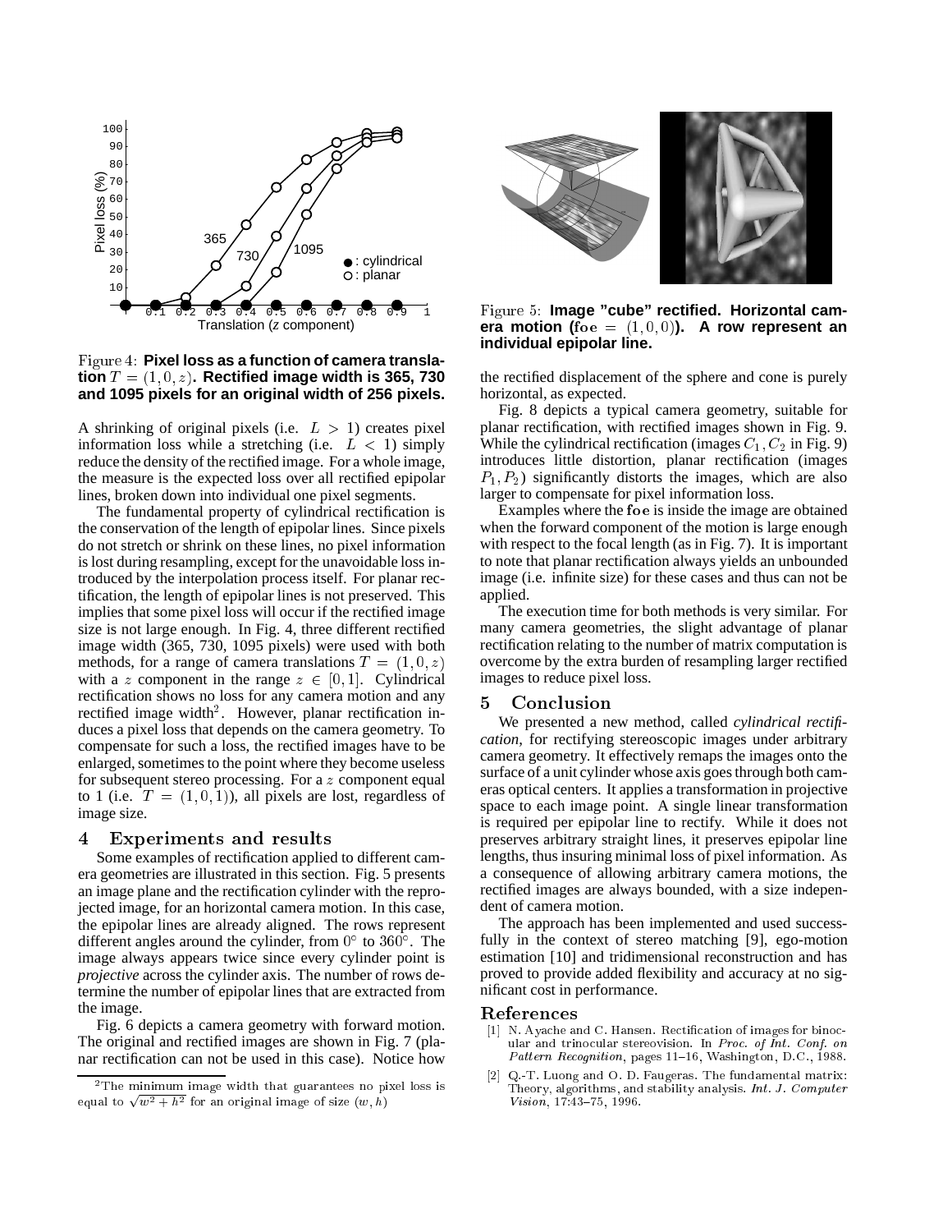100
90
80
70
60
50
40
30
20
10
Pixel loss (%)
365
730
1095
● : cylindrical
○ : planar
0.1 0.2 0.3 0.4 0.5 0.6 0.7 0.8 0.9 1
Translation (z component)

Figure 4: **Pixel loss as a function of camera translation $T = (1, 0, z)$. Rectified image width is 365, 730 and 1095 pixels for an original width of 256 pixels.**

A shrinking of original pixels (i.e. $L > 1$) creates pixel information loss while a stretching (i.e. $L < 1$) simply reduce the density of the rectified image. For a whole image, the measure is the expected loss over all rectified epipolar lines, broken down into individual one pixel segments.

The fundamental property of cylindrical rectification is the conservation of the length of epipolar lines. Since pixels do not stretch or shrink on these lines, no pixel information is lost during resampling, except for the unavoidable loss introduced by the interpolation process itself. For planar rectification, the length of epipolar lines is not preserved. This implies that some pixel loss will occur if the rectified image size is not large enough. In Fig. 4, three different rectified image width (365, 730, 1095 pixels) were used with both methods, for a range of camera translations $T = (1, 0, z)$ with a $z$ component in the range $z \in [0, 1]$. Cylindrical rectification shows no loss for any camera motion and any rectified image width[2]. However, planar rectification induces a pixel loss that depends on the camera geometry. To compensate for such a loss, the rectified images have to be enlarged, sometimes to the point where they become useless for subsequent stereo processing. For a $z$ component equal to 1 (i.e. $T = (1, 0, 1)$), all pixels are lost, regardless of image size.

## 4 Experiments and results

Some examples of rectification applied to different camera geometries are illustrated in this section. Fig. 5 presents an image plane and the rectification cylinder with the reprojected image, for an horizontal camera motion. In this case, the epipolar lines are already aligned. The rows represent different angles around the cylinder, from $0°$ to $360°$. The image always appears twice since every cylinder point is *projective* across the cylinder axis. The number of rows determine the number of epipolar lines that are extracted from the image.

Fig. 6 depicts a camera geometry with forward motion. The original and rectified images are shown in Fig. 7 (planar rectification can not be used in this case). Notice how the rectified displacement of the sphere and cone is purely horizontal, as expected.

[2] The minimum image width that guarantees no pixel loss is equal to $\sqrt{w^2 + h^2}$ for an original image of size $(w, h)$

Figure 5: **Image "cube" rectified. Horizontal camera motion ($\mathbf{foe} = (1, 0, 0)$). A row represent an individual epipolar line.**

Fig. 8 depicts a typical camera geometry, suitable for planar rectification, with rectified images shown in Fig. 9. While the cylindrical rectification (images $C_1, C_2$ in Fig. 9) introduces little distortion, planar rectification (images $P_1, P_2$) significantly distorts the images, which are also larger to compensate for pixel information loss.

Examples where the $\mathbf{foe}$ is inside the image are obtained when the forward component of the motion is large enough with respect to the focal length (as in Fig. 7). It is important to note that planar rectification always yields an unbounded image (i.e. infinite size) for these cases and thus can not be applied.

The execution time for both methods is very similar. For many camera geometries, the slight advantage of planar rectification relating to the number of matrix computation is overcome by the extra burden of resampling larger rectified images to reduce pixel loss.

## 5 Conclusion

We presented a new method, called *cylindrical rectification*, for rectifying stereoscopic images under arbitrary camera geometry. It effectively remaps the images onto the surface of a unit cylinder whose axis goes through both cameras optical centers. It applies a transformation in projective space to each image point. A single linear transformation is required per epipolar line to rectify. While it does not preserves arbitrary straight lines, it preserves epipolar line lengths, thus insuring minimal loss of pixel information. As a consequence of allowing arbitrary camera motions, the rectified images are always bounded, with a size independent of camera motion.

The approach has been implemented and used successfully in the context of stereo matching [9], ego-motion estimation [10] and tridimensional reconstruction and has proved to provide added flexibility and accuracy at no significant cost in performance.

## References

[1] N. Ayache and C. Hansen. Rectification of images for binocular and trinocular stereovision. In *Proc. of Int. Conf. on Pattern Recognition*, pages 11–16, Washington, D.C., 1988.

[2] Q.-T. Luong and O. D. Faugeras. The fundamental matrix: Theory, algorithms, and stability analysis. *Int. J. Computer Vision*, 17:43–75, 1996.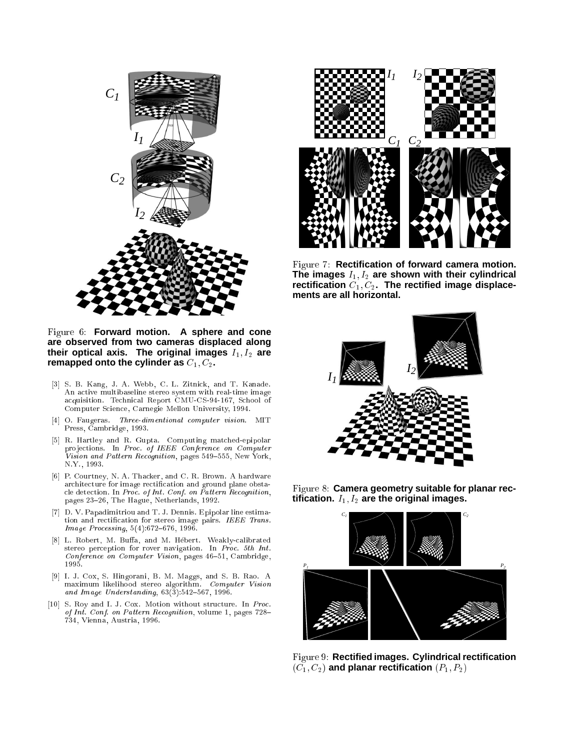Figure 6: **Forward motion. A sphere and cone are observed from two cameras displaced along their optical axis. The original images $I_1, I_2$ are remapped onto the cylinder as $C_1, C_2$.**

[3] S. B. Kang, J. A. Webb, C. L. Zitnick, and T. Kanade. An active multibaseline stereo system with real-time image acquisition. Technical Report CMU-CS-94-167, School of Computer Science, Carnegie Mellon University, 1994.

[4] O. Faugeras. *Three-dimentional computer vision.* MIT Press, Cambridge, 1993.

[5] R. Hartley and R. Gupta. Computing matched-epipolar projections. In *Proc. of IEEE Conference on Computer Vision and Pattern Recognition*, pages 549–555, New York, N.Y., 1993.

[6] P. Courtney, N. A. Thacker, and C. R. Brown. A hardware architecture for image rectification and ground plane obstacle detection. In *Proc. of Int. Conf. on Pattern Recognition*, pages 23–26, The Hague, Netherlands, 1992.

[7] D. V. Papadimitriou and T. J. Dennis. Epipolar line estimation and rectification for stereo image pairs. *IEEE Trans. Image Processing*, 5(4):672–676, 1996.

[8] L. Robert, M. Buffa, and M. Hébert. Weakly-calibrated stereo perception for rover navigation. In *Proc. 5th Int. Conference on Computer Vision*, pages 46–51, Cambridge, 1995.

[9] I. J. Cox, S. Hingorani, B. M. Maggs, and S. B. Rao. A maximum likelihood stereo algorithm. *Computer Vision and Image Understanding*, 63(3):542–567, 1996.

[10] S. Roy and I. J. Cox. Motion without structure. In *Proc. of Int. Conf. on Pattern Recognition*, volume 1, pages 728–734, Vienna, Austria, 1996.

Figure 7: **Rectification of forward camera motion. The images $I_1, I_2$ are shown with their cylindrical rectification $C_1, C_2$. The rectified image displacements are all horizontal.**

Figure 8: **Camera geometry suitable for planar rectification. $I_1, I_2$ are the original images.**

Figure 9: **Rectified images. Cylindrical rectification $(C_1, C_2)$ and planar rectification $(P_1, P_2)$**